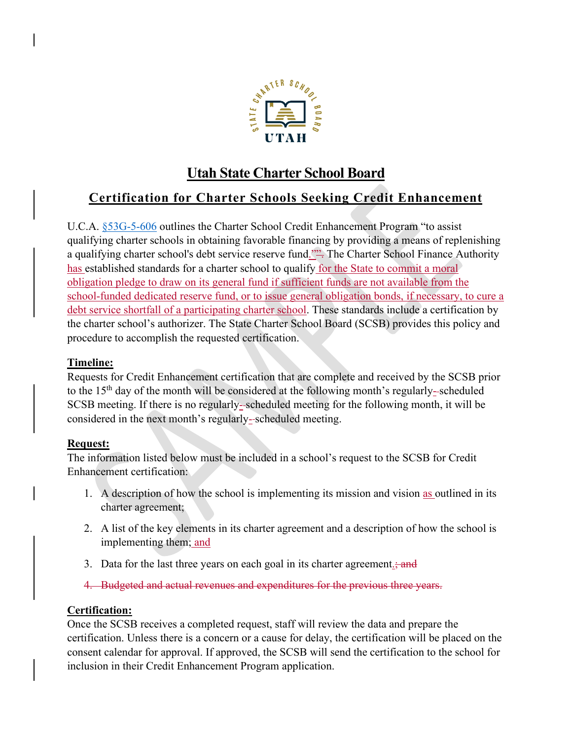# Utah State Charter School Board

## Certification for Charter Schools Seeking Credit Enhancement

U.C.A. §53G-5-606 outlines the Charter School Credit Enhancement Program "to assist qualifying charter schools in obtaining favorable financing by providing a means of replenishing a qualifying charter school's debt service reserve fund." ~~".~~ The Charter School Finance Authority has established standards for a charter school to qualify for the State to commit a moral obligation pledge to draw on its general fund if sufficient funds are not available from the school-funded dedicated reserve fund, or to issue general obligation bonds, if necessary, to cure a debt service shortfall of a participating charter school. These standards include a certification by the charter school's authorizer. The State Charter School Board (SCSB) provides this policy and procedure to accomplish the requested certification.

**Timeline:**

Requests for Credit Enhancement certification that are complete and received by the SCSB prior to the 15th day of the month will be considered at the following month's regularly-scheduled SCSB meeting. If there is no regularly-scheduled meeting for the following month, it will be considered in the next month's regularly-scheduled meeting.

**Request:**

The information listed below must be included in a school's request to the SCSB for Credit Enhancement certification:

1. A description of how the school is implementing its mission and vision as outlined in its charter agreement;
2. A list of the key elements in its charter agreement and a description of how the school is implementing them; and
3. Data for the last three years on each goal in its charter agreement.~~; and~~
4. ~~Budgeted and actual revenues and expenditures for the previous three years.~~

**Certification:**

Once the SCSB receives a completed request, staff will review the data and prepare the certification. Unless there is a concern or a cause for delay, the certification will be placed on the consent calendar for approval. If approved, the SCSB will send the certification to the school for inclusion in their Credit Enhancement Program application.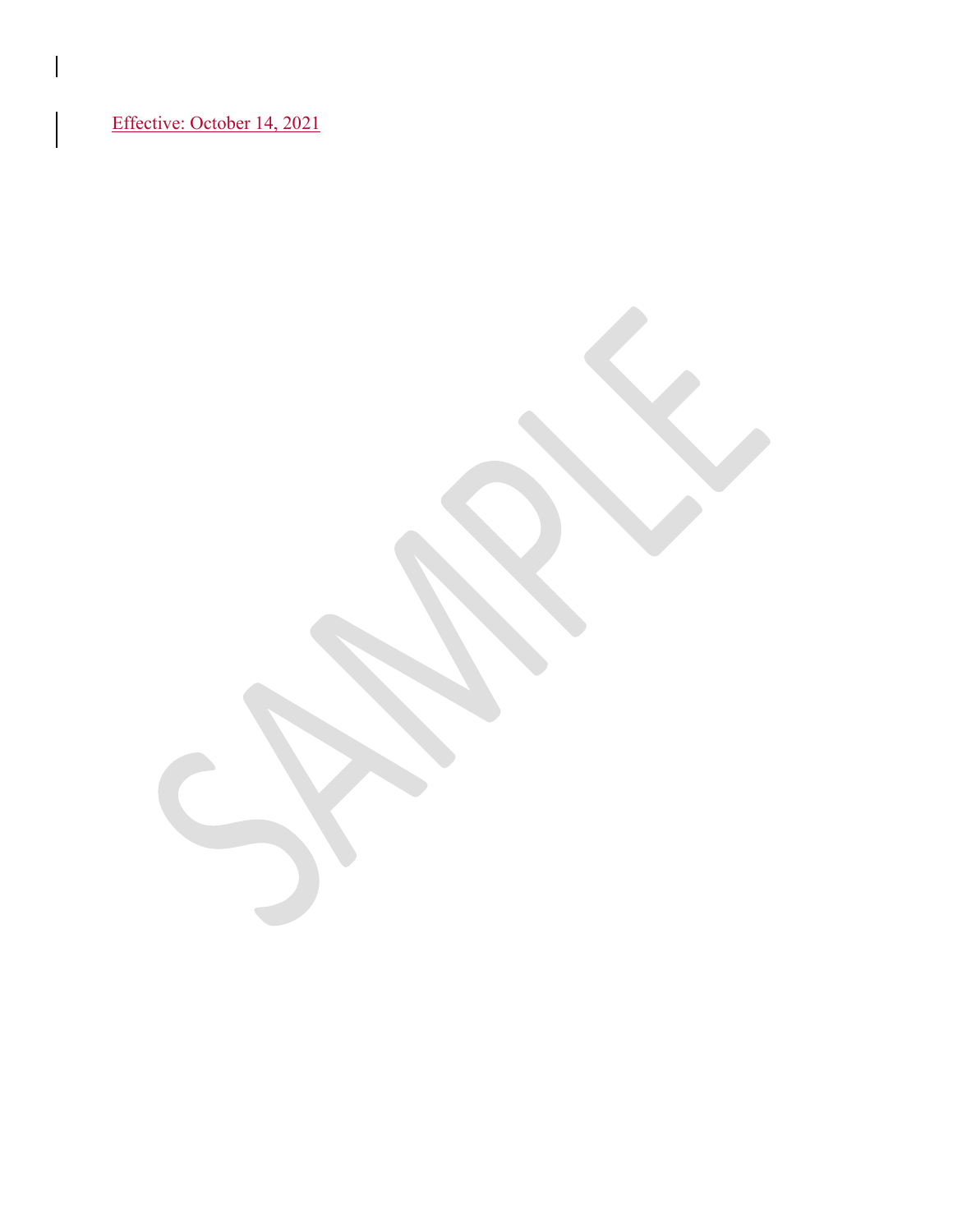Effective: October 14, 2021